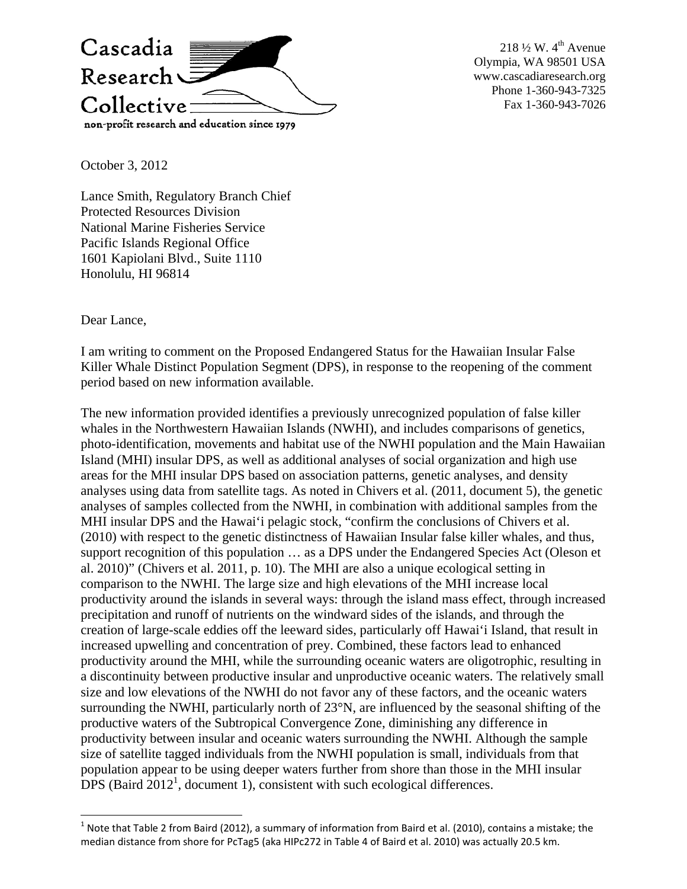Cascadia Research Collective

non-profit research and education since 1979

218 ½ W. 4th Avenue
Olympia, WA 98501 USA
www.cascadiaresearch.org
Phone 1-360-943-7325
Fax 1-360-943-7026

October 3, 2012

Lance Smith, Regulatory Branch Chief
Protected Resources Division
National Marine Fisheries Service
Pacific Islands Regional Office
1601 Kapiolani Blvd., Suite 1110
Honolulu, HI 96814

Dear Lance,

I am writing to comment on the Proposed Endangered Status for the Hawaiian Insular False Killer Whale Distinct Population Segment (DPS), in response to the reopening of the comment period based on new information available.

The new information provided identifies a previously unrecognized population of false killer whales in the Northwestern Hawaiian Islands (NWHI), and includes comparisons of genetics, photo-identification, movements and habitat use of the NWHI population and the Main Hawaiian Island (MHI) insular DPS, as well as additional analyses of social organization and high use areas for the MHI insular DPS based on association patterns, genetic analyses, and density analyses using data from satellite tags. As noted in Chivers et al. (2011, document 5), the genetic analyses of samples collected from the NWHI, in combination with additional samples from the MHI insular DPS and the Hawai'i pelagic stock, "confirm the conclusions of Chivers et al. (2010) with respect to the genetic distinctness of Hawaiian Insular false killer whales, and thus, support recognition of this population … as a DPS under the Endangered Species Act (Oleson et al. 2010)" (Chivers et al. 2011, p. 10). The MHI are also a unique ecological setting in comparison to the NWHI. The large size and high elevations of the MHI increase local productivity around the islands in several ways: through the island mass effect, through increased precipitation and runoff of nutrients on the windward sides of the islands, and through the creation of large-scale eddies off the leeward sides, particularly off Hawai'i Island, that result in increased upwelling and concentration of prey. Combined, these factors lead to enhanced productivity around the MHI, while the surrounding oceanic waters are oligotrophic, resulting in a discontinuity between productive insular and unproductive oceanic waters. The relatively small size and low elevations of the NWHI do not favor any of these factors, and the oceanic waters surrounding the NWHI, particularly north of 23°N, are influenced by the seasonal shifting of the productive waters of the Subtropical Convergence Zone, diminishing any difference in productivity between insular and oceanic waters surrounding the NWHI. Although the sample size of satellite tagged individuals from the NWHI population is small, individuals from that population appear to be using deeper waters further from shore than those in the MHI insular DPS (Baird 2012[1], document 1), consistent with such ecological differences.

[1] Note that Table 2 from Baird (2012), a summary of information from Baird et al. (2010), contains a mistake; the median distance from shore for PcTag5 (aka HIPc272 in Table 4 of Baird et al. 2010) was actually 20.5 km.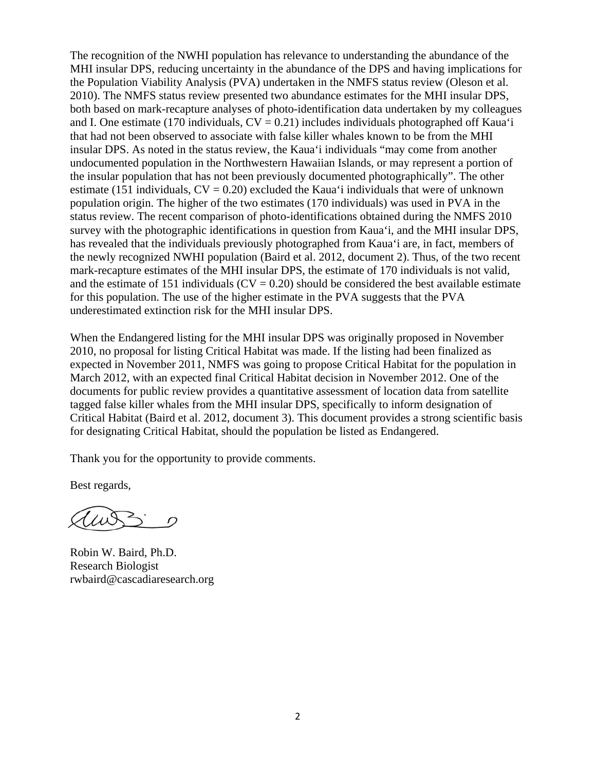The recognition of the NWHI population has relevance to understanding the abundance of the MHI insular DPS, reducing uncertainty in the abundance of the DPS and having implications for the Population Viability Analysis (PVA) undertaken in the NMFS status review (Oleson et al. 2010). The NMFS status review presented two abundance estimates for the MHI insular DPS, both based on mark-recapture analyses of photo-identification data undertaken by my colleagues and I. One estimate (170 individuals, CV = 0.21) includes individuals photographed off Kaua‘i that had not been observed to associate with false killer whales known to be from the MHI insular DPS. As noted in the status review, the Kaua‘i individuals “may come from another undocumented population in the Northwestern Hawaiian Islands, or may represent a portion of the insular population that has not been previously documented photographically”. The other estimate (151 individuals, CV = 0.20) excluded the Kaua‘i individuals that were of unknown population origin. The higher of the two estimates (170 individuals) was used in PVA in the status review. The recent comparison of photo-identifications obtained during the NMFS 2010 survey with the photographic identifications in question from Kaua‘i, and the MHI insular DPS, has revealed that the individuals previously photographed from Kaua‘i are, in fact, members of the newly recognized NWHI population (Baird et al. 2012, document 2). Thus, of the two recent mark-recapture estimates of the MHI insular DPS, the estimate of 170 individuals is not valid, and the estimate of 151 individuals (CV = 0.20) should be considered the best available estimate for this population. The use of the higher estimate in the PVA suggests that the PVA underestimated extinction risk for the MHI insular DPS.

When the Endangered listing for the MHI insular DPS was originally proposed in November 2010, no proposal for listing Critical Habitat was made. If the listing had been finalized as expected in November 2011, NMFS was going to propose Critical Habitat for the population in March 2012, with an expected final Critical Habitat decision in November 2012. One of the documents for public review provides a quantitative assessment of location data from satellite tagged false killer whales from the MHI insular DPS, specifically to inform designation of Critical Habitat (Baird et al. 2012, document 3). This document provides a strong scientific basis for designating Critical Habitat, should the population be listed as Endangered.

Thank you for the opportunity to provide comments.

Best regards,

Robin W. Baird, Ph.D.
Research Biologist
rwbaird@cascadiaresearch.org